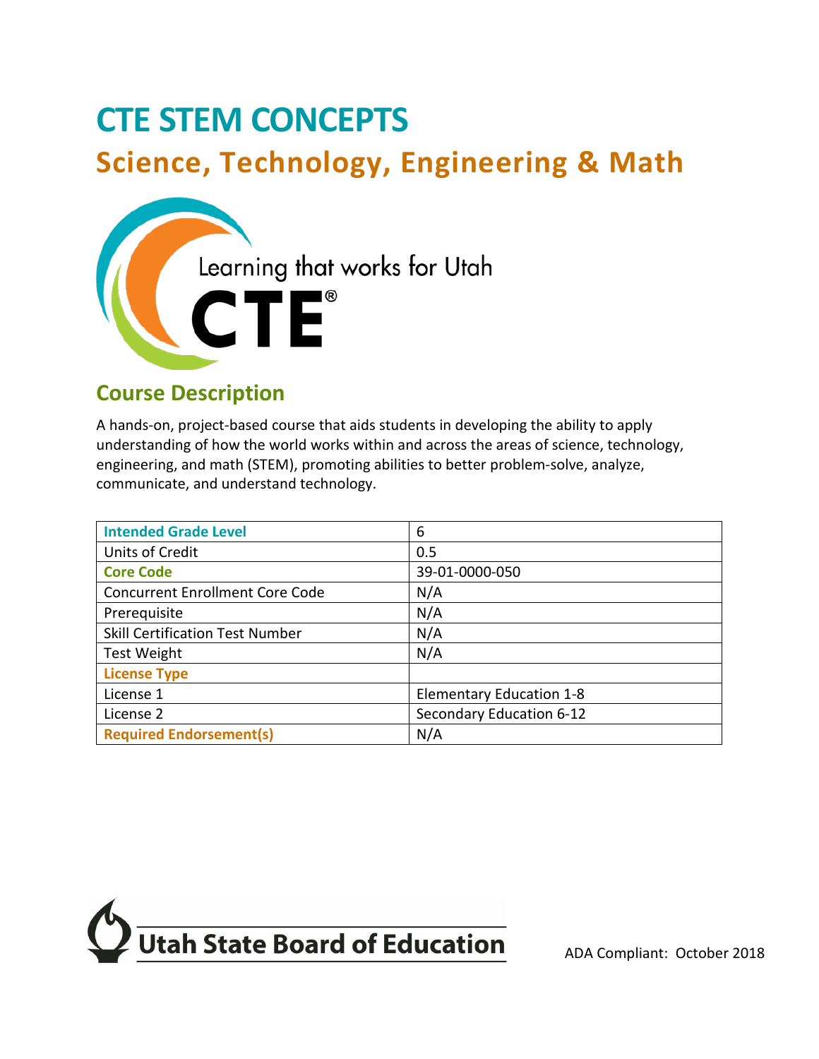# CTE STEM CONCEPTS

## Science, Technology, Engineering & Math

Learning that works for Utah

CTE®

## Course Description

A hands-on, project-based course that aids students in developing the ability to apply understanding of how the world works within and across the areas of science, technology, engineering, and math (STEM), promoting abilities to better problem-solve, analyze, communicate, and understand technology.

| Intended Grade Level | 6 |
|---|---|
| Units of Credit | 0.5 |
| Core Code | 39-01-0000-050 |
| Concurrent Enrollment Core Code | N/A |
| Prerequisite | N/A |
| Skill Certification Test Number | N/A |
| Test Weight | N/A |
| License Type | |
| License 1 | Elementary Education 1-8 |
| License 2 | Secondary Education 6-12 |
| Required Endorsement(s) | N/A |

Utah State Board of Education

ADA Compliant: October 2018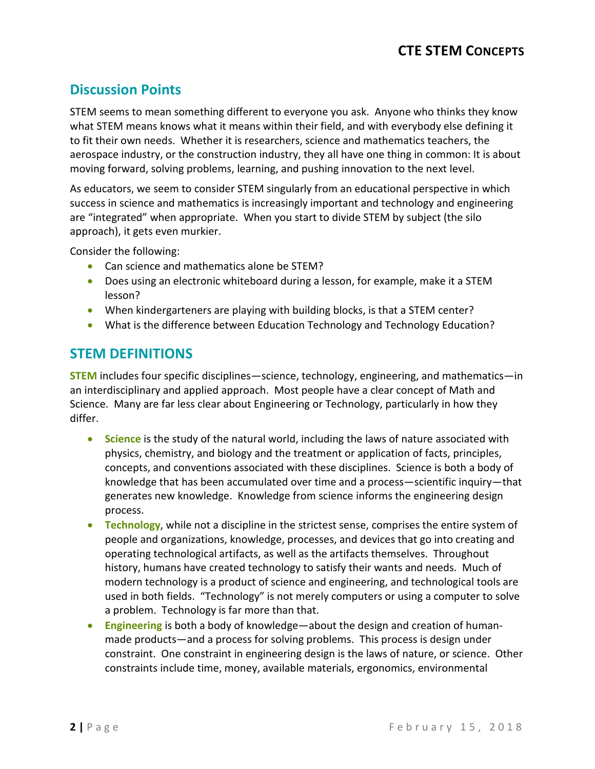## Discussion Points

STEM seems to mean something different to everyone you ask. Anyone who thinks they know what STEM means knows what it means within their field, and with everybody else defining it to fit their own needs. Whether it is researchers, science and mathematics teachers, the aerospace industry, or the construction industry, they all have one thing in common: It is about moving forward, solving problems, learning, and pushing innovation to the next level.

As educators, we seem to consider STEM singularly from an educational perspective in which success in science and mathematics is increasingly important and technology and engineering are "integrated" when appropriate. When you start to divide STEM by subject (the silo approach), it gets even murkier.

Consider the following:

- Can science and mathematics alone be STEM?
- Does using an electronic whiteboard during a lesson, for example, make it a STEM lesson?
- When kindergarteners are playing with building blocks, is that a STEM center?
- What is the difference between Education Technology and Technology Education?

## STEM DEFINITIONS

**STEM** includes four specific disciplines—science, technology, engineering, and mathematics—in an interdisciplinary and applied approach. Most people have a clear concept of Math and Science. Many are far less clear about Engineering or Technology, particularly in how they differ.

- **Science** is the study of the natural world, including the laws of nature associated with physics, chemistry, and biology and the treatment or application of facts, principles, concepts, and conventions associated with these disciplines. Science is both a body of knowledge that has been accumulated over time and a process—scientific inquiry—that generates new knowledge. Knowledge from science informs the engineering design process.
- **Technology**, while not a discipline in the strictest sense, comprises the entire system of people and organizations, knowledge, processes, and devices that go into creating and operating technological artifacts, as well as the artifacts themselves. Throughout history, humans have created technology to satisfy their wants and needs. Much of modern technology is a product of science and engineering, and technological tools are used in both fields. "Technology" is not merely computers or using a computer to solve a problem. Technology is far more than that.
- **Engineering** is both a body of knowledge—about the design and creation of human-made products—and a process for solving problems. This process is design under constraint. One constraint in engineering design is the laws of nature, or science. Other constraints include time, money, available materials, ergonomics, environmental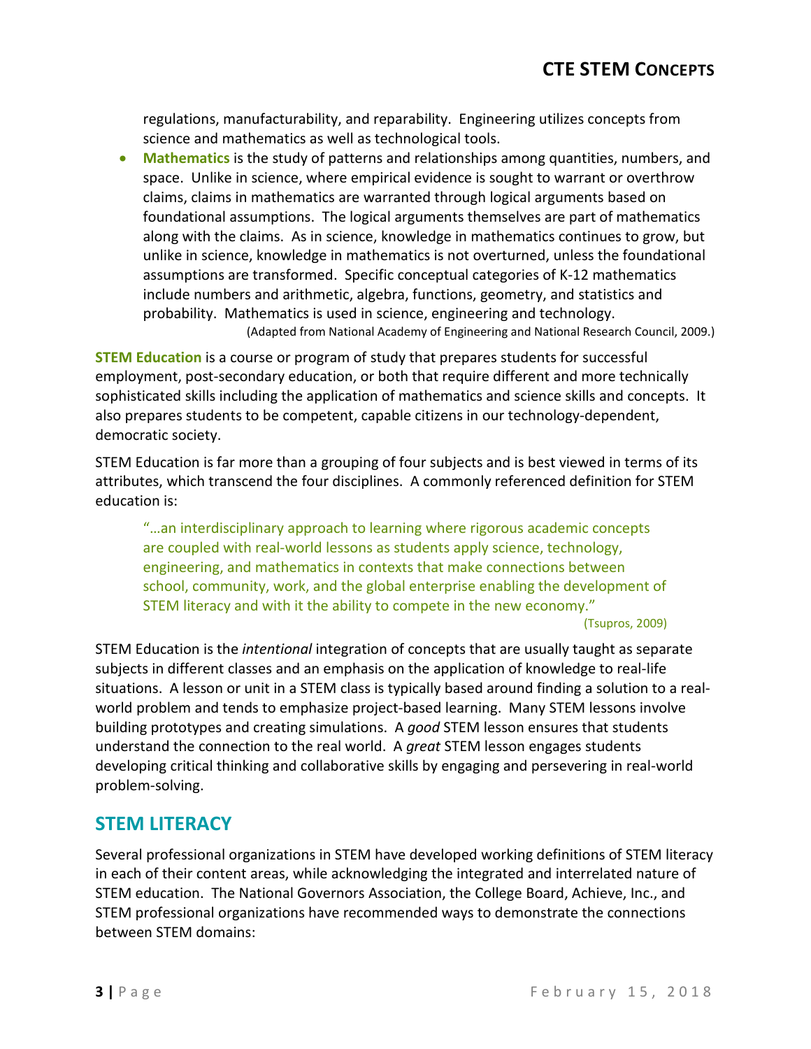regulations, manufacturability, and reparability. Engineering utilizes concepts from science and mathematics as well as technological tools.

- **Mathematics** is the study of patterns and relationships among quantities, numbers, and space. Unlike in science, where empirical evidence is sought to warrant or overthrow claims, claims in mathematics are warranted through logical arguments based on foundational assumptions. The logical arguments themselves are part of mathematics along with the claims. As in science, knowledge in mathematics continues to grow, but unlike in science, knowledge in mathematics is not overturned, unless the foundational assumptions are transformed. Specific conceptual categories of K-12 mathematics include numbers and arithmetic, algebra, functions, geometry, and statistics and probability. Mathematics is used in science, engineering and technology.

(Adapted from National Academy of Engineering and National Research Council, 2009.)

**STEM Education** is a course or program of study that prepares students for successful employment, post-secondary education, or both that require different and more technically sophisticated skills including the application of mathematics and science skills and concepts. It also prepares students to be competent, capable citizens in our technology-dependent, democratic society.

STEM Education is far more than a grouping of four subjects and is best viewed in terms of its attributes, which transcend the four disciplines. A commonly referenced definition for STEM education is:

> "…an interdisciplinary approach to learning where rigorous academic concepts are coupled with real-world lessons as students apply science, technology, engineering, and mathematics in contexts that make connections between school, community, work, and the global enterprise enabling the development of STEM literacy and with it the ability to compete in the new economy."
>
> (Tsupros, 2009)

STEM Education is the *intentional* integration of concepts that are usually taught as separate subjects in different classes and an emphasis on the application of knowledge to real-life situations. A lesson or unit in a STEM class is typically based around finding a solution to a real-world problem and tends to emphasize project-based learning. Many STEM lessons involve building prototypes and creating simulations. A *good* STEM lesson ensures that students understand the connection to the real world. A *great* STEM lesson engages students developing critical thinking and collaborative skills by engaging and persevering in real-world problem-solving.

## STEM LITERACY

Several professional organizations in STEM have developed working definitions of STEM literacy in each of their content areas, while acknowledging the integrated and interrelated nature of STEM education. The National Governors Association, the College Board, Achieve, Inc., and STEM professional organizations have recommended ways to demonstrate the connections between STEM domains: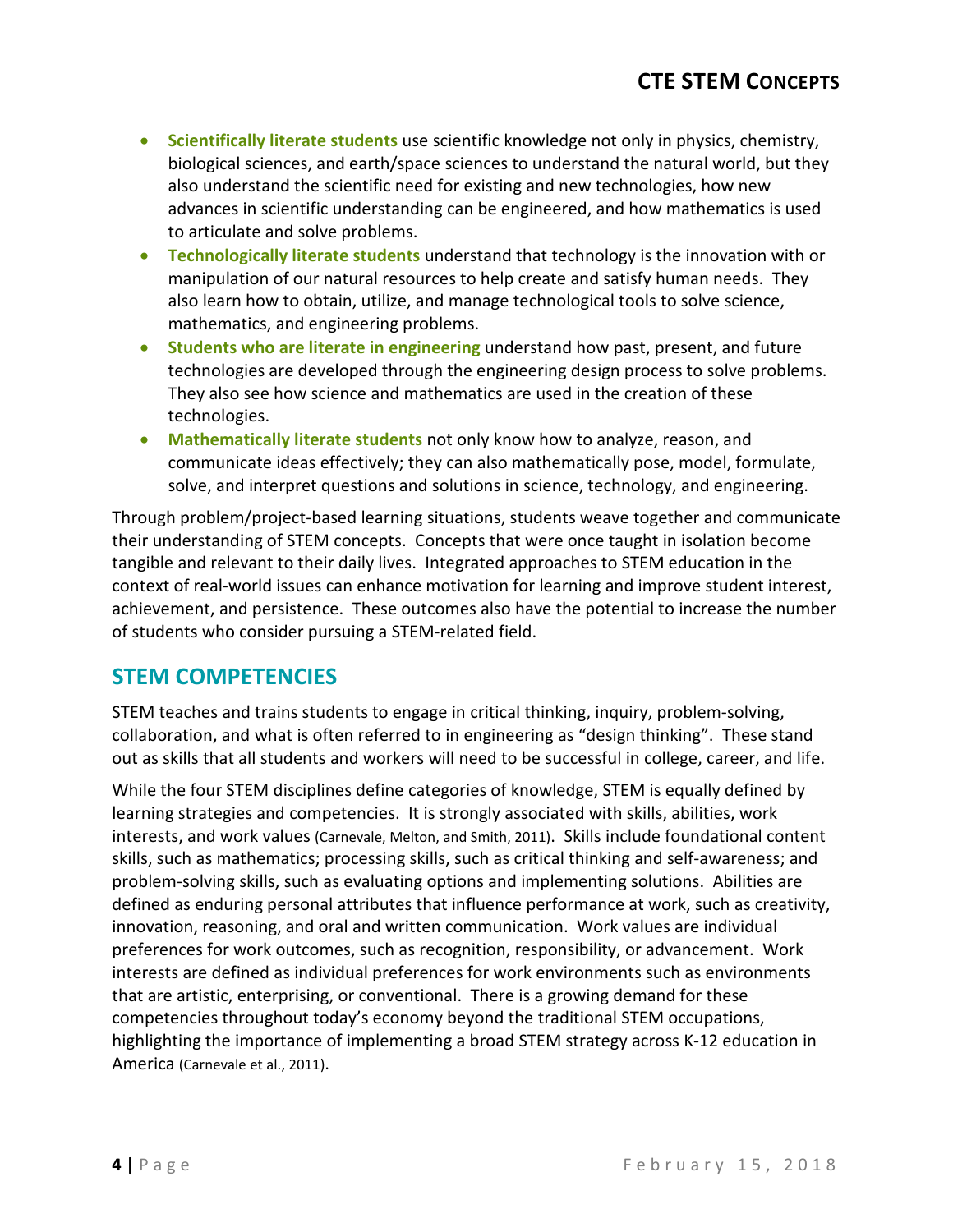- **Scientifically literate students** use scientific knowledge not only in physics, chemistry, biological sciences, and earth/space sciences to understand the natural world, but they also understand the scientific need for existing and new technologies, how new advances in scientific understanding can be engineered, and how mathematics is used to articulate and solve problems.
- **Technologically literate students** understand that technology is the innovation with or manipulation of our natural resources to help create and satisfy human needs. They also learn how to obtain, utilize, and manage technological tools to solve science, mathematics, and engineering problems.
- **Students who are literate in engineering** understand how past, present, and future technologies are developed through the engineering design process to solve problems. They also see how science and mathematics are used in the creation of these technologies.
- **Mathematically literate students** not only know how to analyze, reason, and communicate ideas effectively; they can also mathematically pose, model, formulate, solve, and interpret questions and solutions in science, technology, and engineering.

Through problem/project-based learning situations, students weave together and communicate their understanding of STEM concepts. Concepts that were once taught in isolation become tangible and relevant to their daily lives. Integrated approaches to STEM education in the context of real-world issues can enhance motivation for learning and improve student interest, achievement, and persistence. These outcomes also have the potential to increase the number of students who consider pursuing a STEM-related field.

## STEM COMPETENCIES

STEM teaches and trains students to engage in critical thinking, inquiry, problem-solving, collaboration, and what is often referred to in engineering as "design thinking". These stand out as skills that all students and workers will need to be successful in college, career, and life.

While the four STEM disciplines define categories of knowledge, STEM is equally defined by learning strategies and competencies. It is strongly associated with skills, abilities, work interests, and work values (Carnevale, Melton, and Smith, 2011). Skills include foundational content skills, such as mathematics; processing skills, such as critical thinking and self-awareness; and problem-solving skills, such as evaluating options and implementing solutions. Abilities are defined as enduring personal attributes that influence performance at work, such as creativity, innovation, reasoning, and oral and written communication. Work values are individual preferences for work outcomes, such as recognition, responsibility, or advancement. Work interests are defined as individual preferences for work environments such as environments that are artistic, enterprising, or conventional. There is a growing demand for these competencies throughout today's economy beyond the traditional STEM occupations, highlighting the importance of implementing a broad STEM strategy across K-12 education in America (Carnevale et al., 2011).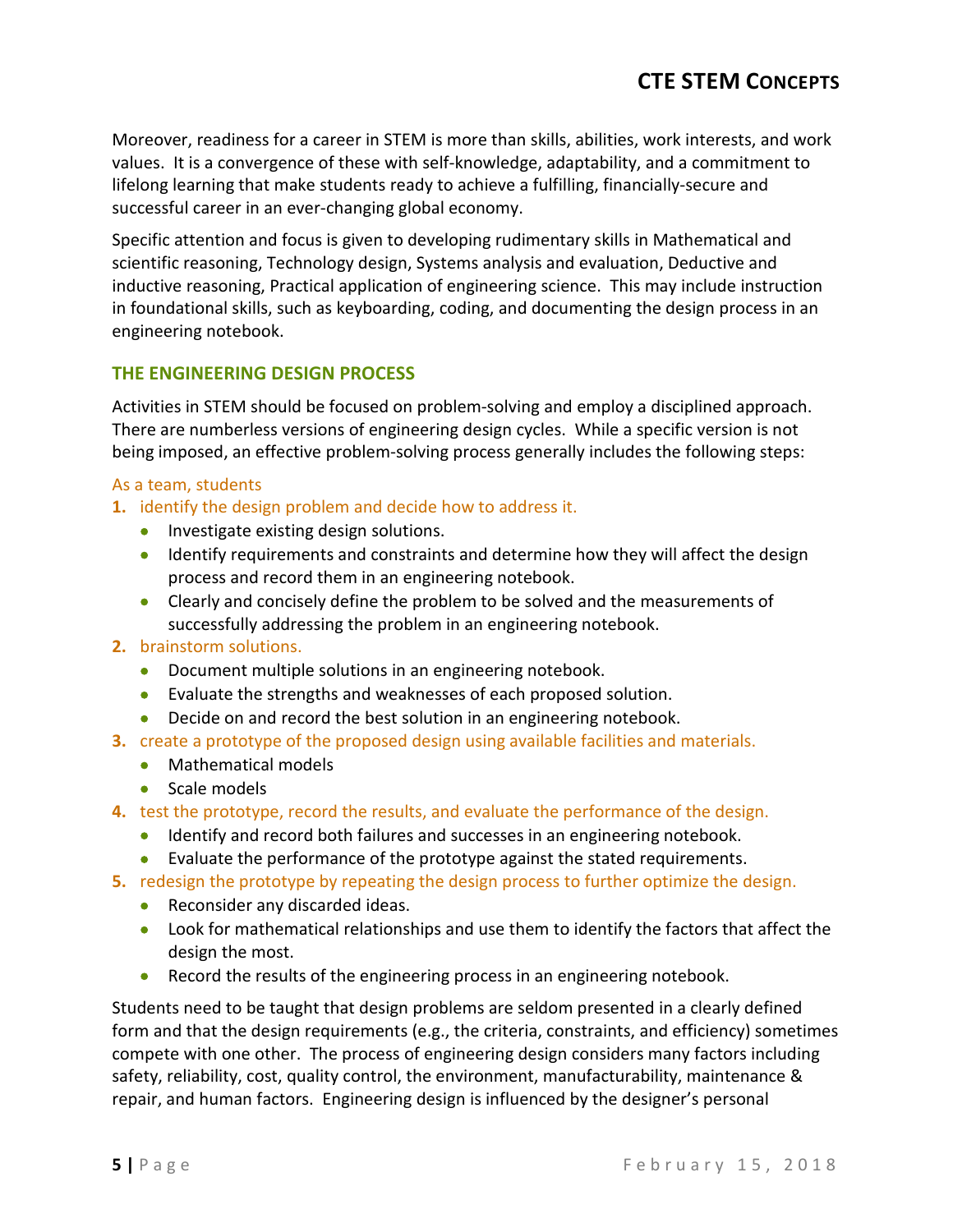Moreover, readiness for a career in STEM is more than skills, abilities, work interests, and work values. It is a convergence of these with self-knowledge, adaptability, and a commitment to lifelong learning that make students ready to achieve a fulfilling, financially-secure and successful career in an ever-changing global economy.

Specific attention and focus is given to developing rudimentary skills in Mathematical and scientific reasoning, Technology design, Systems analysis and evaluation, Deductive and inductive reasoning, Practical application of engineering science. This may include instruction in foundational skills, such as keyboarding, coding, and documenting the design process in an engineering notebook.

## THE ENGINEERING DESIGN PROCESS

Activities in STEM should be focused on problem-solving and employ a disciplined approach. There are numberless versions of engineering design cycles. While a specific version is not being imposed, an effective problem-solving process generally includes the following steps:

As a team, students

1. identify the design problem and decide how to address it.
   - Investigate existing design solutions.
   - Identify requirements and constraints and determine how they will affect the design process and record them in an engineering notebook.
   - Clearly and concisely define the problem to be solved and the measurements of successfully addressing the problem in an engineering notebook.
2. brainstorm solutions.
   - Document multiple solutions in an engineering notebook.
   - Evaluate the strengths and weaknesses of each proposed solution.
   - Decide on and record the best solution in an engineering notebook.
3. create a prototype of the proposed design using available facilities and materials.
   - Mathematical models
   - Scale models
4. test the prototype, record the results, and evaluate the performance of the design.
   - Identify and record both failures and successes in an engineering notebook.
   - Evaluate the performance of the prototype against the stated requirements.
5. redesign the prototype by repeating the design process to further optimize the design.
   - Reconsider any discarded ideas.
   - Look for mathematical relationships and use them to identify the factors that affect the design the most.
   - Record the results of the engineering process in an engineering notebook.

Students need to be taught that design problems are seldom presented in a clearly defined form and that the design requirements (e.g., the criteria, constraints, and efficiency) sometimes compete with one other. The process of engineering design considers many factors including safety, reliability, cost, quality control, the environment, manufacturability, maintenance & repair, and human factors. Engineering design is influenced by the designer's personal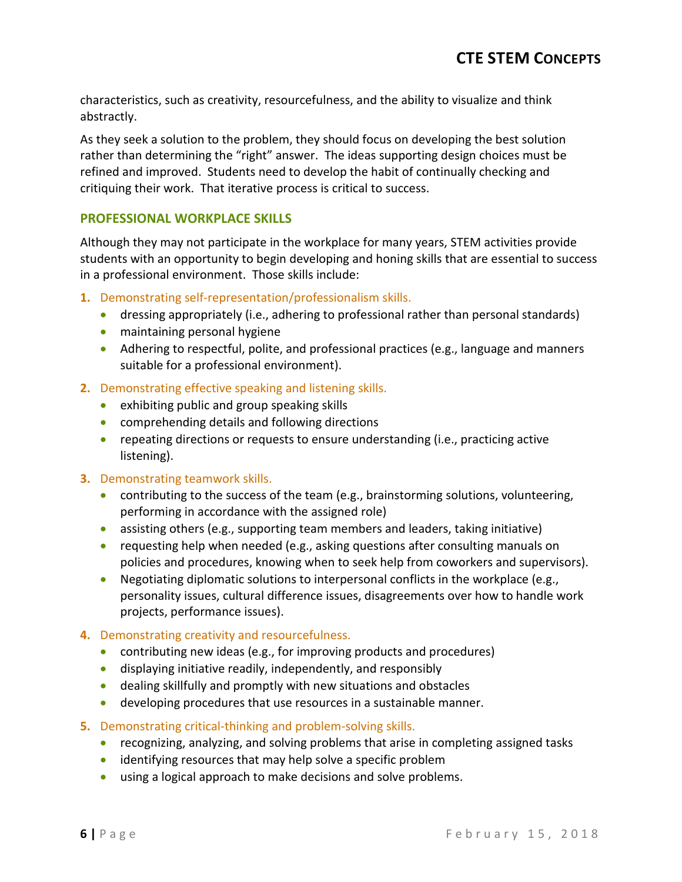characteristics, such as creativity, resourcefulness, and the ability to visualize and think abstractly.

As they seek a solution to the problem, they should focus on developing the best solution rather than determining the "right" answer. The ideas supporting design choices must be refined and improved. Students need to develop the habit of continually checking and critiquing their work. That iterative process is critical to success.

### PROFESSIONAL WORKPLACE SKILLS

Although they may not participate in the workplace for many years, STEM activities provide students with an opportunity to begin developing and honing skills that are essential to success in a professional environment. Those skills include:

1. Demonstrating self-representation/professionalism skills.
   - dressing appropriately (i.e., adhering to professional rather than personal standards)
   - maintaining personal hygiene
   - Adhering to respectful, polite, and professional practices (e.g., language and manners suitable for a professional environment).
2. Demonstrating effective speaking and listening skills.
   - exhibiting public and group speaking skills
   - comprehending details and following directions
   - repeating directions or requests to ensure understanding (i.e., practicing active listening).
3. Demonstrating teamwork skills.
   - contributing to the success of the team (e.g., brainstorming solutions, volunteering, performing in accordance with the assigned role)
   - assisting others (e.g., supporting team members and leaders, taking initiative)
   - requesting help when needed (e.g., asking questions after consulting manuals on policies and procedures, knowing when to seek help from coworkers and supervisors).
   - Negotiating diplomatic solutions to interpersonal conflicts in the workplace (e.g., personality issues, cultural difference issues, disagreements over how to handle work projects, performance issues).
4. Demonstrating creativity and resourcefulness.
   - contributing new ideas (e.g., for improving products and procedures)
   - displaying initiative readily, independently, and responsibly
   - dealing skillfully and promptly with new situations and obstacles
   - developing procedures that use resources in a sustainable manner.
5. Demonstrating critical-thinking and problem-solving skills.
   - recognizing, analyzing, and solving problems that arise in completing assigned tasks
   - identifying resources that may help solve a specific problem
   - using a logical approach to make decisions and solve problems.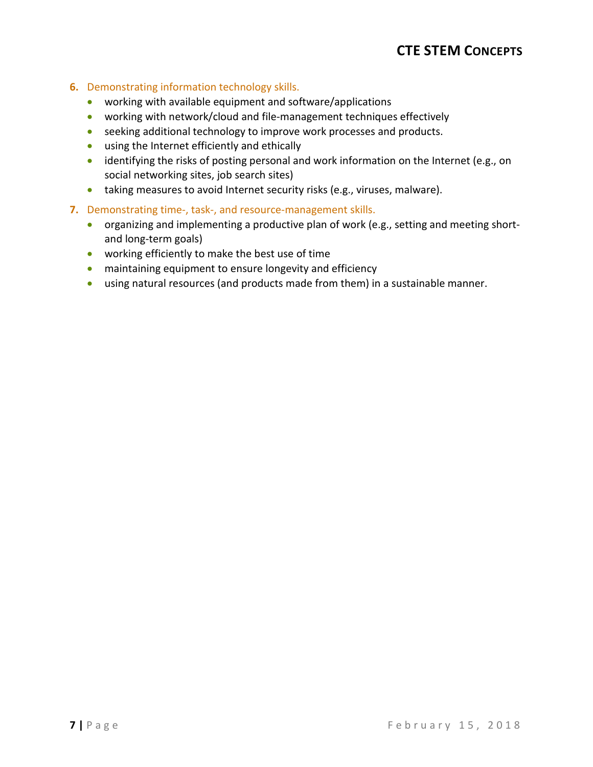6. Demonstrating information technology skills.
   - working with available equipment and software/applications
   - working with network/cloud and file-management techniques effectively
   - seeking additional technology to improve work processes and products.
   - using the Internet efficiently and ethically
   - identifying the risks of posting personal and work information on the Internet (e.g., on social networking sites, job search sites)
   - taking measures to avoid Internet security risks (e.g., viruses, malware).

7. Demonstrating time-, task-, and resource-management skills.
   - organizing and implementing a productive plan of work (e.g., setting and meeting short- and long-term goals)
   - working efficiently to make the best use of time
   - maintaining equipment to ensure longevity and efficiency
   - using natural resources (and products made from them) in a sustainable manner.